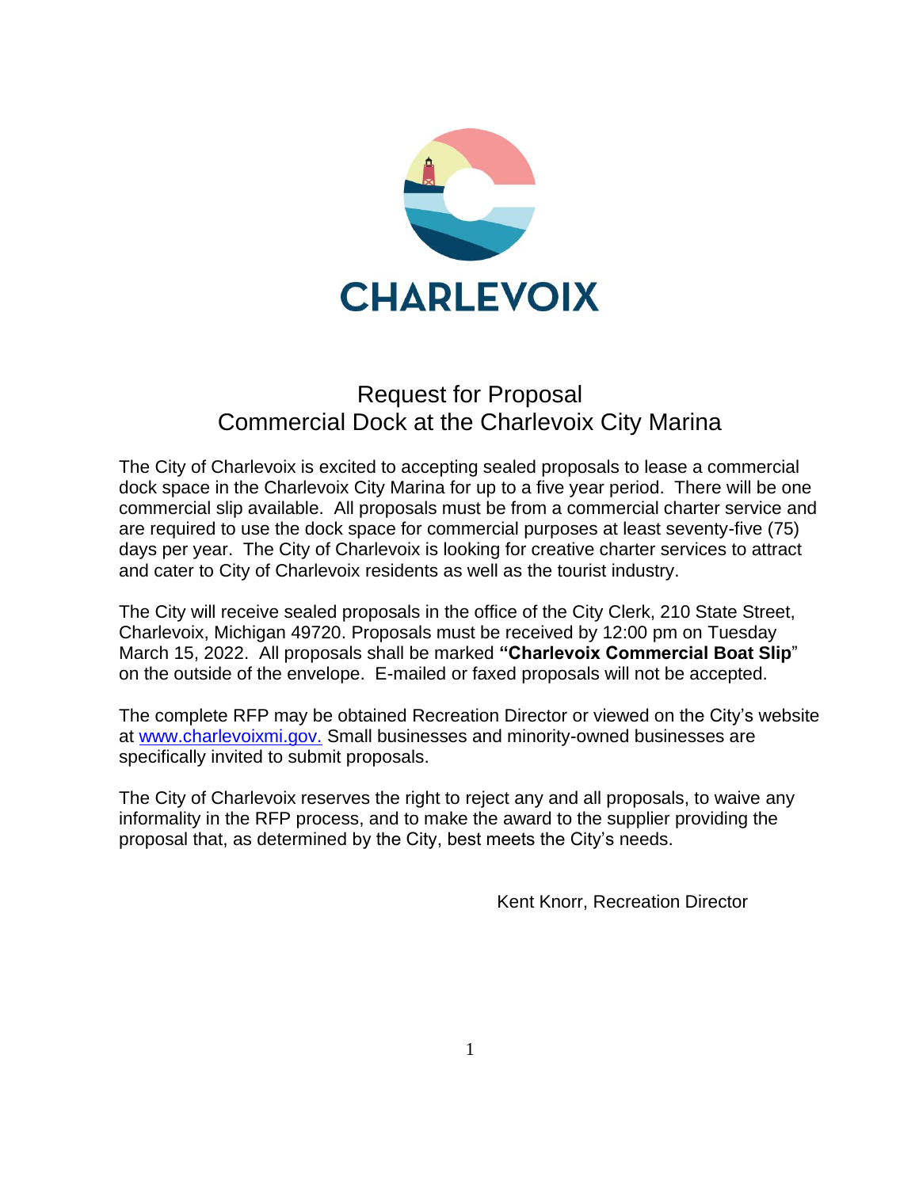CHARLEVOIX

# Request for Proposal
## Commercial Dock at the Charlevoix City Marina

The City of Charlevoix is excited to accepting sealed proposals to lease a commercial dock space in the Charlevoix City Marina for up to a five year period. There will be one commercial slip available. All proposals must be from a commercial charter service and are required to use the dock space for commercial purposes at least seventy-five (75) days per year. The City of Charlevoix is looking for creative charter services to attract and cater to City of Charlevoix residents as well as the tourist industry.

The City will receive sealed proposals in the office of the City Clerk, 210 State Street, Charlevoix, Michigan 49720. Proposals must be received by 12:00 pm on Tuesday March 15, 2022. All proposals shall be marked **"Charlevoix Commercial Boat Slip"** on the outside of the envelope. E-mailed or faxed proposals will not be accepted.

The complete RFP may be obtained Recreation Director or viewed on the City's website at www.charlevoixmi.gov. Small businesses and minority-owned businesses are specifically invited to submit proposals.

The City of Charlevoix reserves the right to reject any and all proposals, to waive any informality in the RFP process, and to make the award to the supplier providing the proposal that, as determined by the City, best meets the City's needs.

Kent Knorr, Recreation Director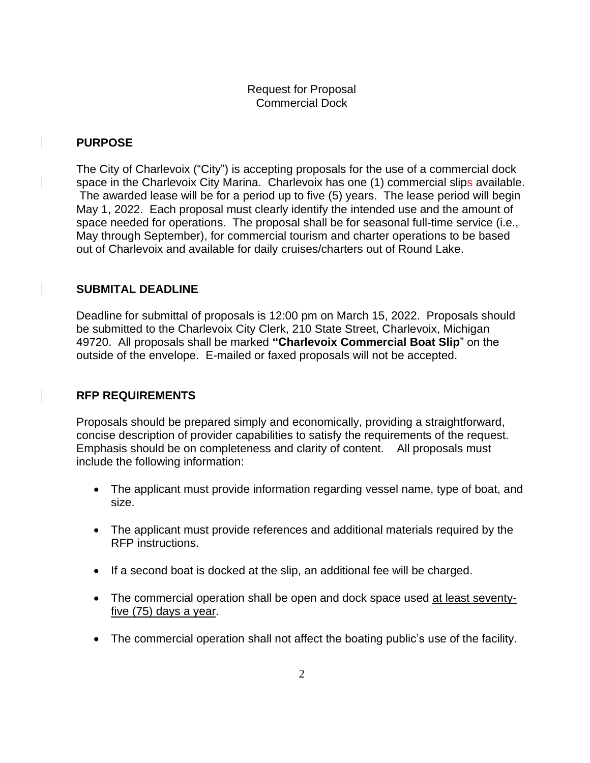Request for Proposal
Commercial Dock

## PURPOSE

The City of Charlevoix ("City") is accepting proposals for the use of a commercial dock space in the Charlevoix City Marina. Charlevoix has one (1) commercial slip available. The awarded lease will be for a period up to five (5) years. The lease period will begin May 1, 2022. Each proposal must clearly identify the intended use and the amount of space needed for operations. The proposal shall be for seasonal full-time service (i.e., May through September), for commercial tourism and charter operations to be based out of Charlevoix and available for daily cruises/charters out of Round Lake.

## SUBMITAL DEADLINE

Deadline for submittal of proposals is 12:00 pm on March 15, 2022. Proposals should be submitted to the Charlevoix City Clerk, 210 State Street, Charlevoix, Michigan 49720. All proposals shall be marked **"Charlevoix Commercial Boat Slip**" on the outside of the envelope. E-mailed or faxed proposals will not be accepted.

## RFP REQUIREMENTS

Proposals should be prepared simply and economically, providing a straightforward, concise description of provider capabilities to satisfy the requirements of the request. Emphasis should be on completeness and clarity of content. All proposals must include the following information:

- The applicant must provide information regarding vessel name, type of boat, and size.
- The applicant must provide references and additional materials required by the RFP instructions.
- If a second boat is docked at the slip, an additional fee will be charged.
- The commercial operation shall be open and dock space used <u>at least seventy-five (75) days a year</u>.
- The commercial operation shall not affect the boating public's use of the facility.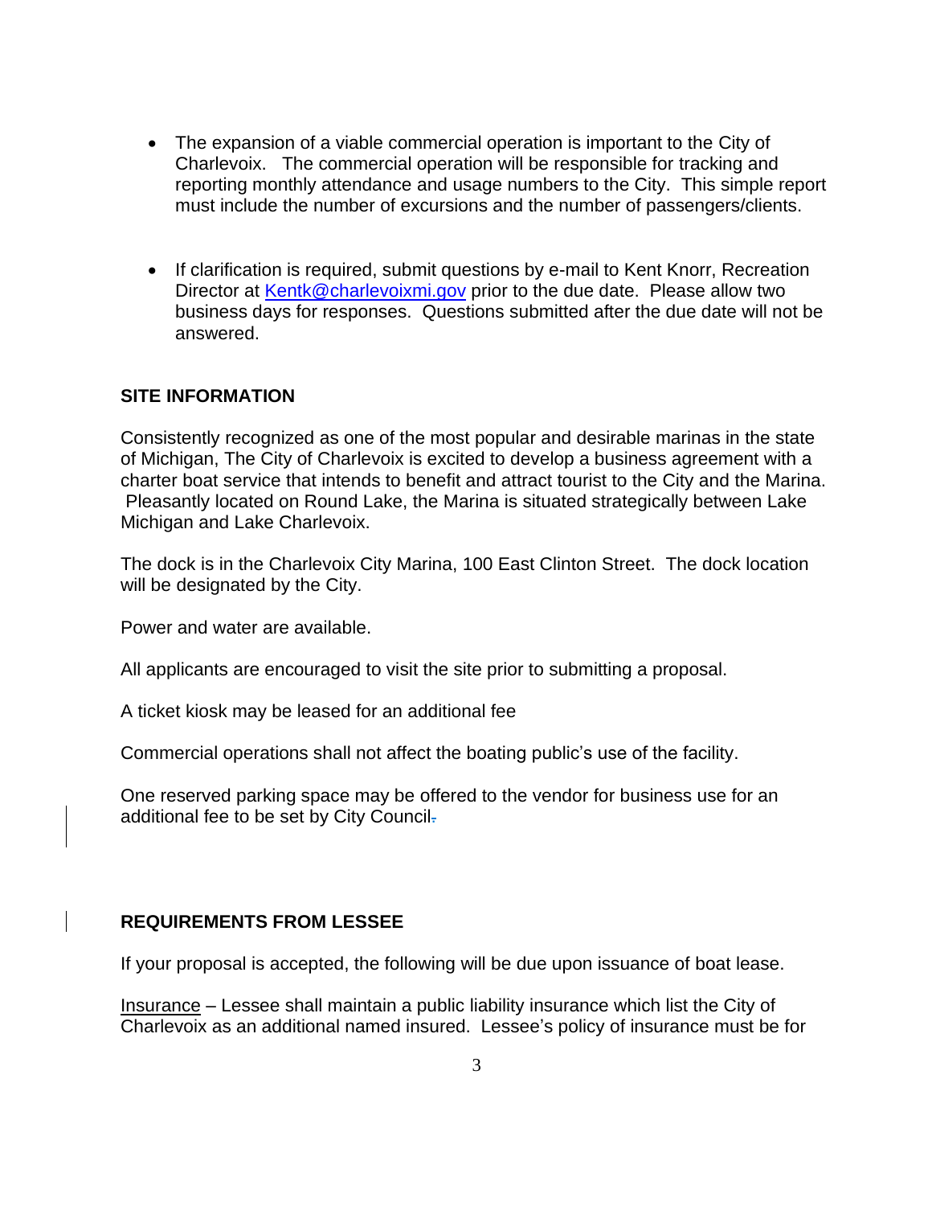- The expansion of a viable commercial operation is important to the City of Charlevoix. The commercial operation will be responsible for tracking and reporting monthly attendance and usage numbers to the City. This simple report must include the number of excursions and the number of passengers/clients.

- If clarification is required, submit questions by e-mail to Kent Knorr, Recreation Director at [Kentk@charlevoixmi.gov](mailto:Kentk@charlevoixmi.gov) prior to the due date. Please allow two business days for responses. Questions submitted after the due date will not be answered.

## SITE INFORMATION

Consistently recognized as one of the most popular and desirable marinas in the state of Michigan, The City of Charlevoix is excited to develop a business agreement with a charter boat service that intends to benefit and attract tourist to the City and the Marina. Pleasantly located on Round Lake, the Marina is situated strategically between Lake Michigan and Lake Charlevoix.

The dock is in the Charlevoix City Marina, 100 East Clinton Street. The dock location will be designated by the City.

Power and water are available.

All applicants are encouraged to visit the site prior to submitting a proposal.

A ticket kiosk may be leased for an additional fee

Commercial operations shall not affect the boating public's use of the facility.

One reserved parking space may be offered to the vendor for business use for an additional fee to be set by City Council.

## REQUIREMENTS FROM LESSEE

If your proposal is accepted, the following will be due upon issuance of boat lease.

Insurance – Lessee shall maintain a public liability insurance which list the City of Charlevoix as an additional named insured. Lessee's policy of insurance must be for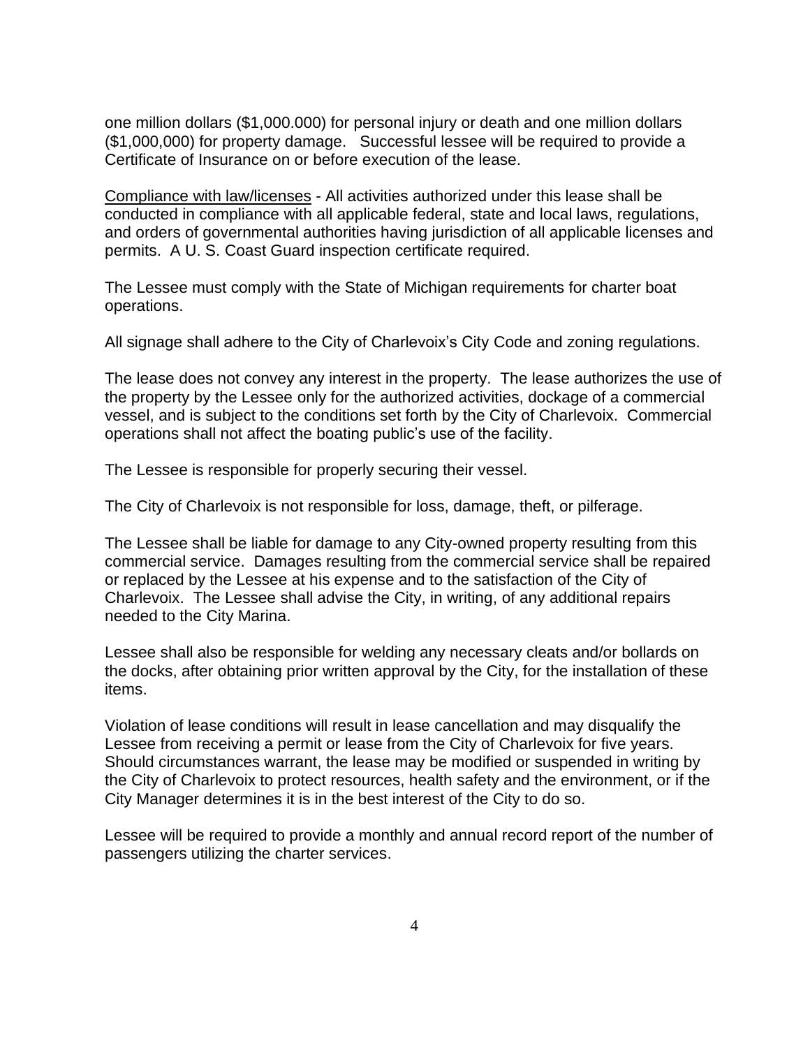one million dollars ($1,000.000) for personal injury or death and one million dollars ($1,000,000) for property damage. Successful lessee will be required to provide a Certificate of Insurance on or before execution of the lease.

<u>Compliance with law/licenses</u> - All activities authorized under this lease shall be conducted in compliance with all applicable federal, state and local laws, regulations, and orders of governmental authorities having jurisdiction of all applicable licenses and permits. A U. S. Coast Guard inspection certificate required.

The Lessee must comply with the State of Michigan requirements for charter boat operations.

All signage shall adhere to the City of Charlevoix's City Code and zoning regulations.

The lease does not convey any interest in the property. The lease authorizes the use of the property by the Lessee only for the authorized activities, dockage of a commercial vessel, and is subject to the conditions set forth by the City of Charlevoix. Commercial operations shall not affect the boating public's use of the facility.

The Lessee is responsible for properly securing their vessel.

The City of Charlevoix is not responsible for loss, damage, theft, or pilferage.

The Lessee shall be liable for damage to any City-owned property resulting from this commercial service. Damages resulting from the commercial service shall be repaired or replaced by the Lessee at his expense and to the satisfaction of the City of Charlevoix. The Lessee shall advise the City, in writing, of any additional repairs needed to the City Marina.

Lessee shall also be responsible for welding any necessary cleats and/or bollards on the docks, after obtaining prior written approval by the City, for the installation of these items.

Violation of lease conditions will result in lease cancellation and may disqualify the Lessee from receiving a permit or lease from the City of Charlevoix for five years. Should circumstances warrant, the lease may be modified or suspended in writing by the City of Charlevoix to protect resources, health safety and the environment, or if the City Manager determines it is in the best interest of the City to do so.

Lessee will be required to provide a monthly and annual record report of the number of passengers utilizing the charter services.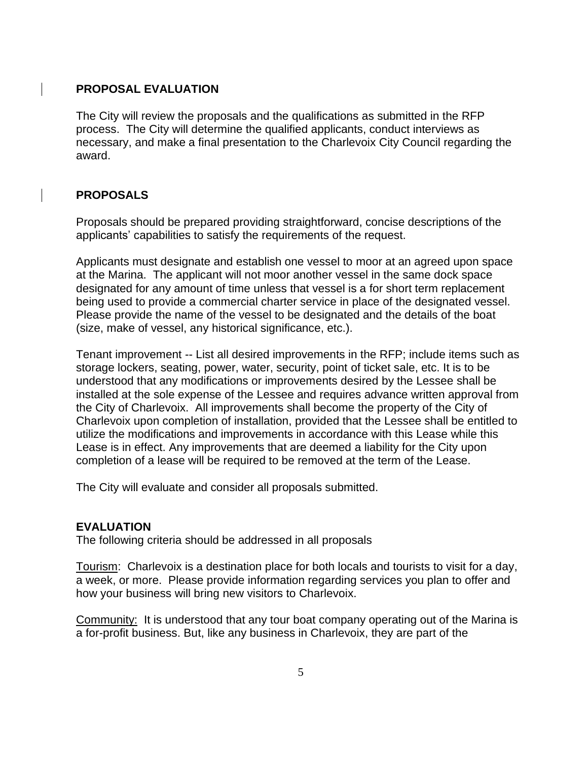## PROPOSAL EVALUATION

The City will review the proposals and the qualifications as submitted in the RFP process. The City will determine the qualified applicants, conduct interviews as necessary, and make a final presentation to the Charlevoix City Council regarding the award.

## PROPOSALS

Proposals should be prepared providing straightforward, concise descriptions of the applicants' capabilities to satisfy the requirements of the request.

Applicants must designate and establish one vessel to moor at an agreed upon space at the Marina. The applicant will not moor another vessel in the same dock space designated for any amount of time unless that vessel is a for short term replacement being used to provide a commercial charter service in place of the designated vessel. Please provide the name of the vessel to be designated and the details of the boat (size, make of vessel, any historical significance, etc.).

Tenant improvement -- List all desired improvements in the RFP; include items such as storage lockers, seating, power, water, security, point of ticket sale, etc. It is to be understood that any modifications or improvements desired by the Lessee shall be installed at the sole expense of the Lessee and requires advance written approval from the City of Charlevoix. All improvements shall become the property of the City of Charlevoix upon completion of installation, provided that the Lessee shall be entitled to utilize the modifications and improvements in accordance with this Lease while this Lease is in effect. Any improvements that are deemed a liability for the City upon completion of a lease will be required to be removed at the term of the Lease.

The City will evaluate and consider all proposals submitted.

## EVALUATION

The following criteria should be addressed in all proposals

Tourism: Charlevoix is a destination place for both locals and tourists to visit for a day, a week, or more. Please provide information regarding services you plan to offer and how your business will bring new visitors to Charlevoix.

Community: It is understood that any tour boat company operating out of the Marina is a for-profit business. But, like any business in Charlevoix, they are part of the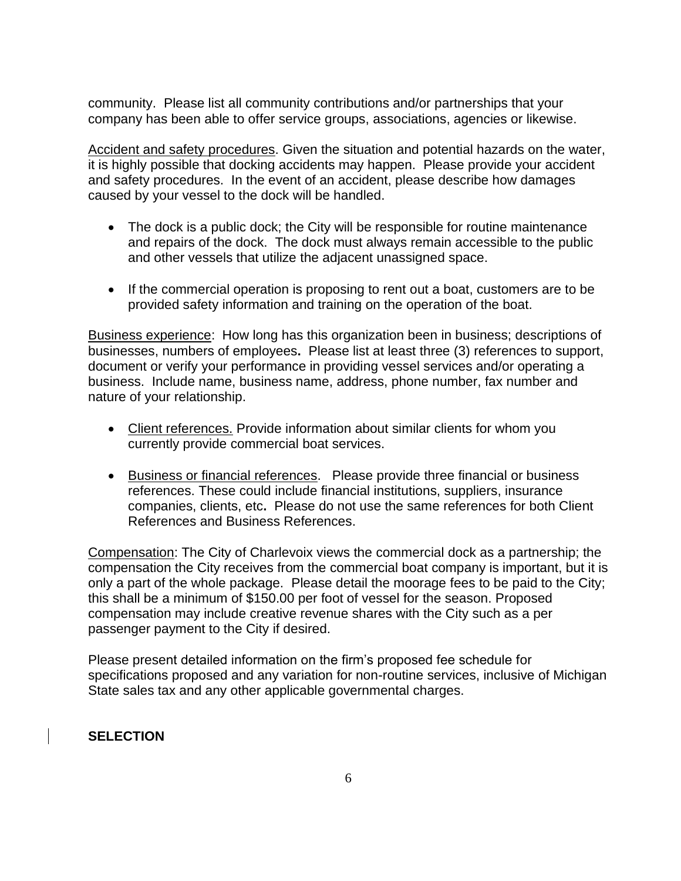community. Please list all community contributions and/or partnerships that your company has been able to offer service groups, associations, agencies or likewise.

Accident and safety procedures. Given the situation and potential hazards on the water, it is highly possible that docking accidents may happen. Please provide your accident and safety procedures. In the event of an accident, please describe how damages caused by your vessel to the dock will be handled.

- The dock is a public dock; the City will be responsible for routine maintenance and repairs of the dock. The dock must always remain accessible to the public and other vessels that utilize the adjacent unassigned space.

- If the commercial operation is proposing to rent out a boat, customers are to be provided safety information and training on the operation of the boat.

Business experience: How long has this organization been in business; descriptions of businesses, numbers of employees**.** Please list at least three (3) references to support, document or verify your performance in providing vessel services and/or operating a business. Include name, business name, address, phone number, fax number and nature of your relationship.

- Client references. Provide information about similar clients for whom you currently provide commercial boat services.

- Business or financial references. Please provide three financial or business references. These could include financial institutions, suppliers, insurance companies, clients, etc**.** Please do not use the same references for both Client References and Business References.

Compensation: The City of Charlevoix views the commercial dock as a partnership; the compensation the City receives from the commercial boat company is important, but it is only a part of the whole package. Please detail the moorage fees to be paid to the City; this shall be a minimum of $150.00 per foot of vessel for the season. Proposed compensation may include creative revenue shares with the City such as a per passenger payment to the City if desired.

Please present detailed information on the firm's proposed fee schedule for specifications proposed and any variation for non-routine services, inclusive of Michigan State sales tax and any other applicable governmental charges.

**SELECTION**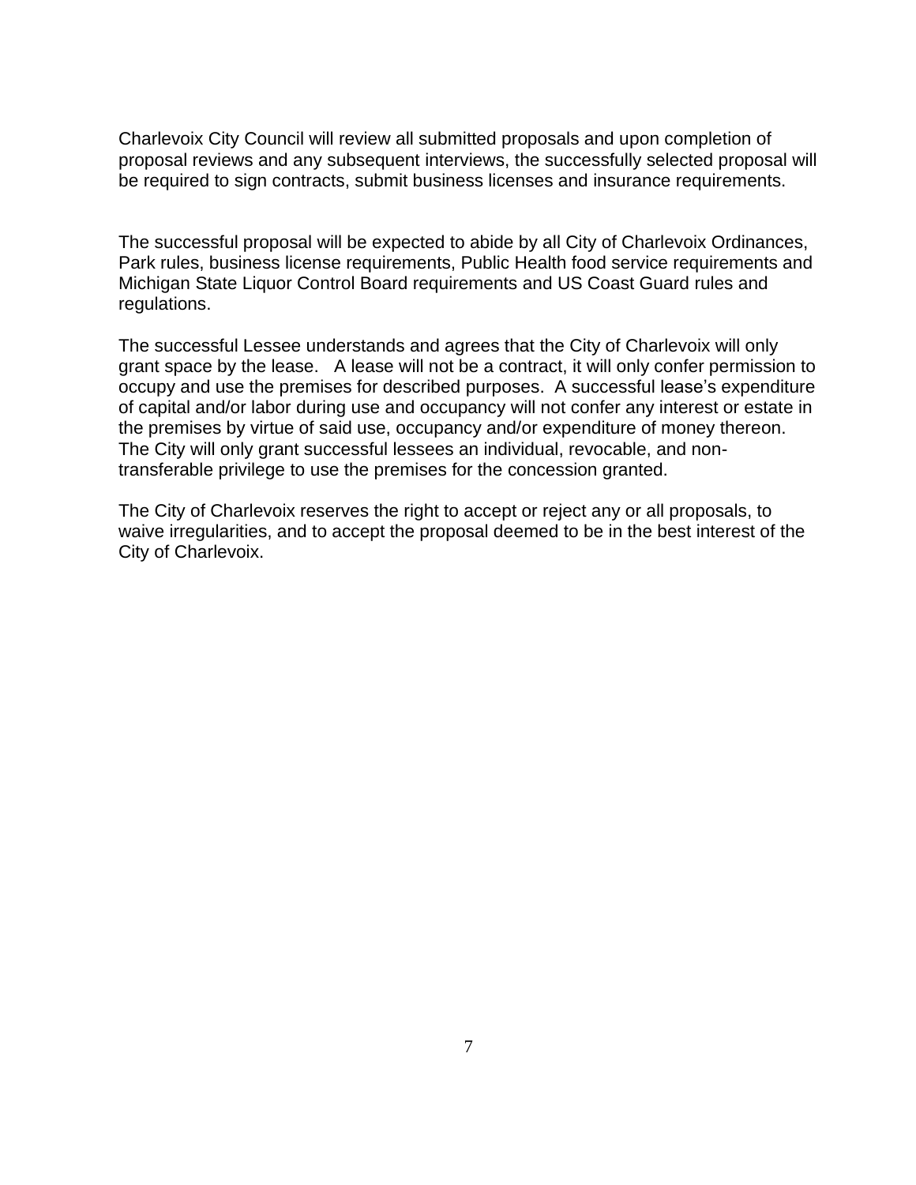Charlevoix City Council will review all submitted proposals and upon completion of proposal reviews and any subsequent interviews, the successfully selected proposal will be required to sign contracts, submit business licenses and insurance requirements.

The successful proposal will be expected to abide by all City of Charlevoix Ordinances, Park rules, business license requirements, Public Health food service requirements and Michigan State Liquor Control Board requirements and US Coast Guard rules and regulations.

The successful Lessee understands and agrees that the City of Charlevoix will only grant space by the lease. A lease will not be a contract, it will only confer permission to occupy and use the premises for described purposes. A successful lease's expenditure of capital and/or labor during use and occupancy will not confer any interest or estate in the premises by virtue of said use, occupancy and/or expenditure of money thereon. The City will only grant successful lessees an individual, revocable, and non-transferable privilege to use the premises for the concession granted.

The City of Charlevoix reserves the right to accept or reject any or all proposals, to waive irregularities, and to accept the proposal deemed to be in the best interest of the City of Charlevoix.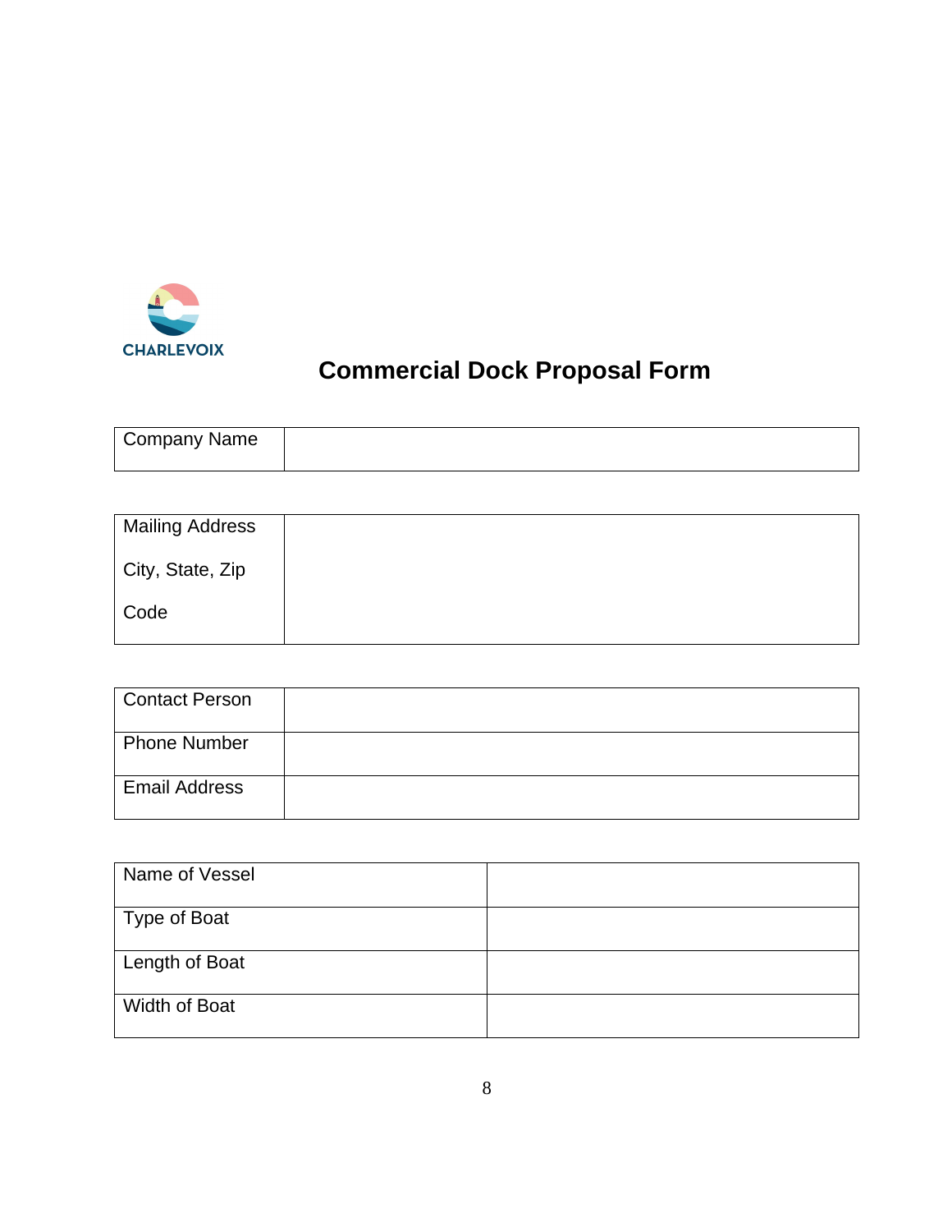CHARLEVOIX

# Commercial Dock Proposal Form

| Company Name | |
|---|---|

| Mailing Address<br>City, State, Zip<br>Code | |
|---|---|

| Contact Person | |
|---|---|
| Phone Number | |
| Email Address | |

| Name of Vessel | |
|---|---|
| Type of Boat | |
| Length of Boat | |
| Width of Boat | |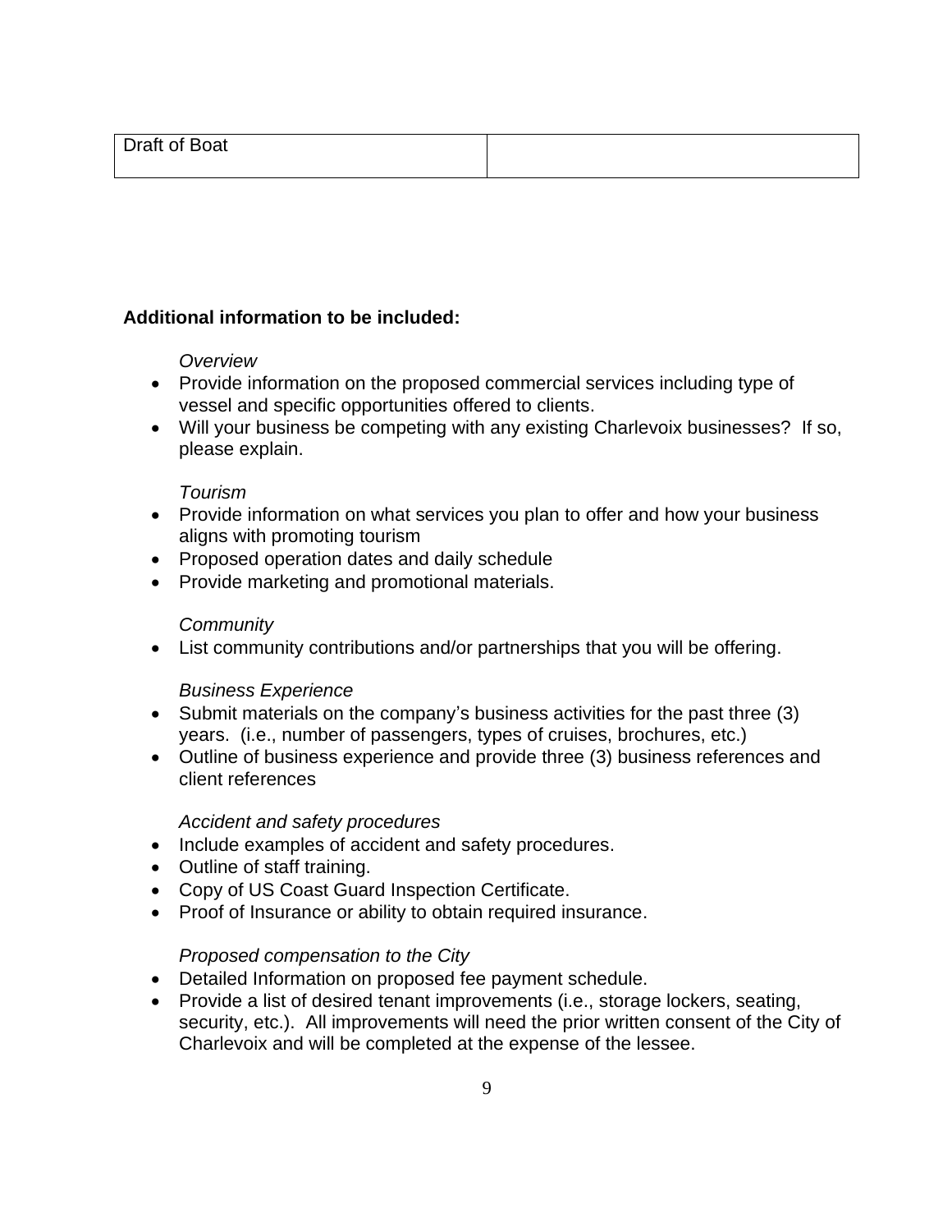| Draft of Boat | |
|---|---|

**Additional information to be included:**

*Overview*

- Provide information on the proposed commercial services including type of vessel and specific opportunities offered to clients.
- Will your business be competing with any existing Charlevoix businesses? If so, please explain.

*Tourism*

- Provide information on what services you plan to offer and how your business aligns with promoting tourism
- Proposed operation dates and daily schedule
- Provide marketing and promotional materials.

*Community*

- List community contributions and/or partnerships that you will be offering.

*Business Experience*

- Submit materials on the company's business activities for the past three (3) years. (i.e., number of passengers, types of cruises, brochures, etc.)
- Outline of business experience and provide three (3) business references and client references

*Accident and safety procedures*

- Include examples of accident and safety procedures.
- Outline of staff training.
- Copy of US Coast Guard Inspection Certificate.
- Proof of Insurance or ability to obtain required insurance.

*Proposed compensation to the City*

- Detailed Information on proposed fee payment schedule.
- Provide a list of desired tenant improvements (i.e., storage lockers, seating, security, etc.). All improvements will need the prior written consent of the City of Charlevoix and will be completed at the expense of the lessee.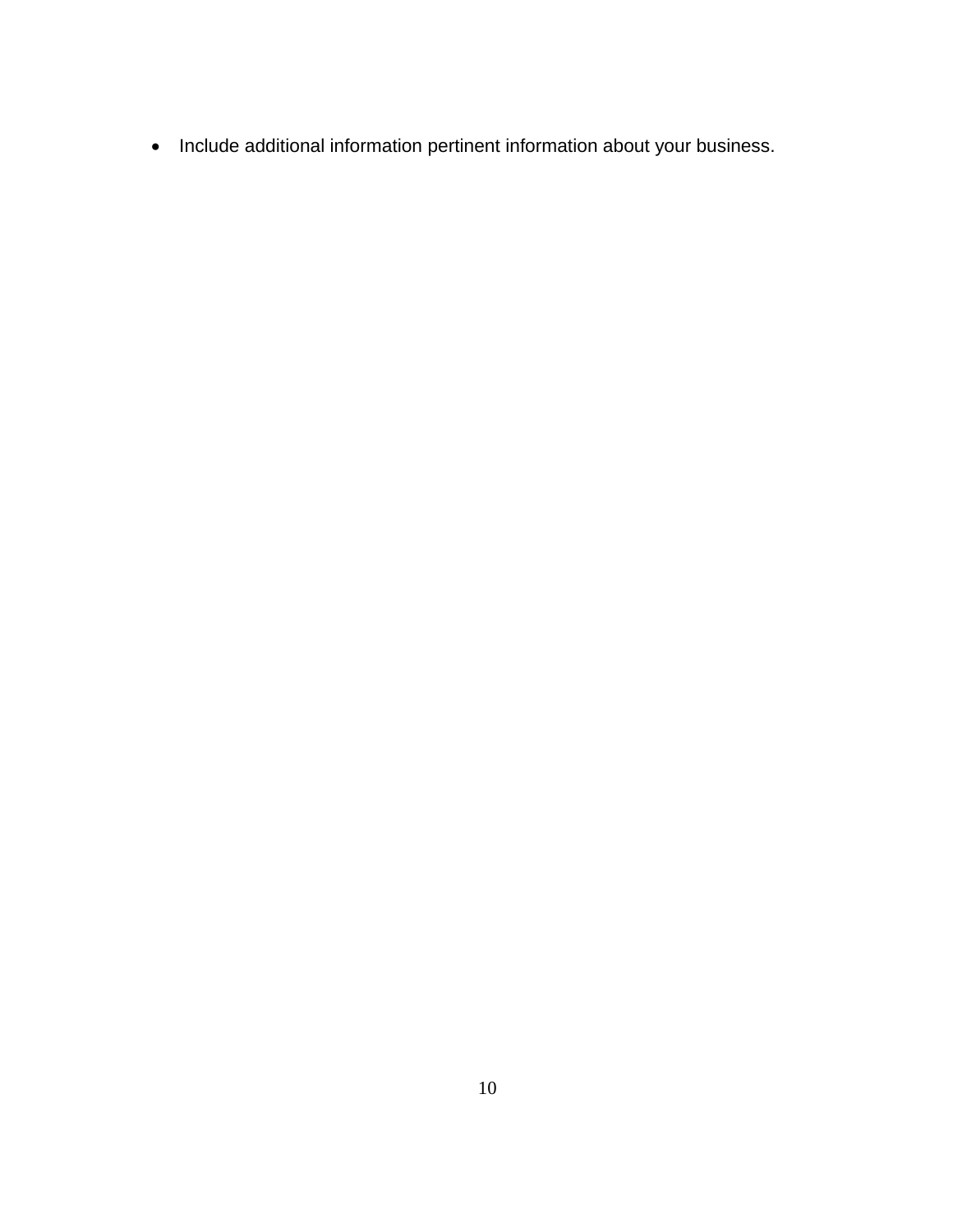- Include additional information pertinent information about your business.